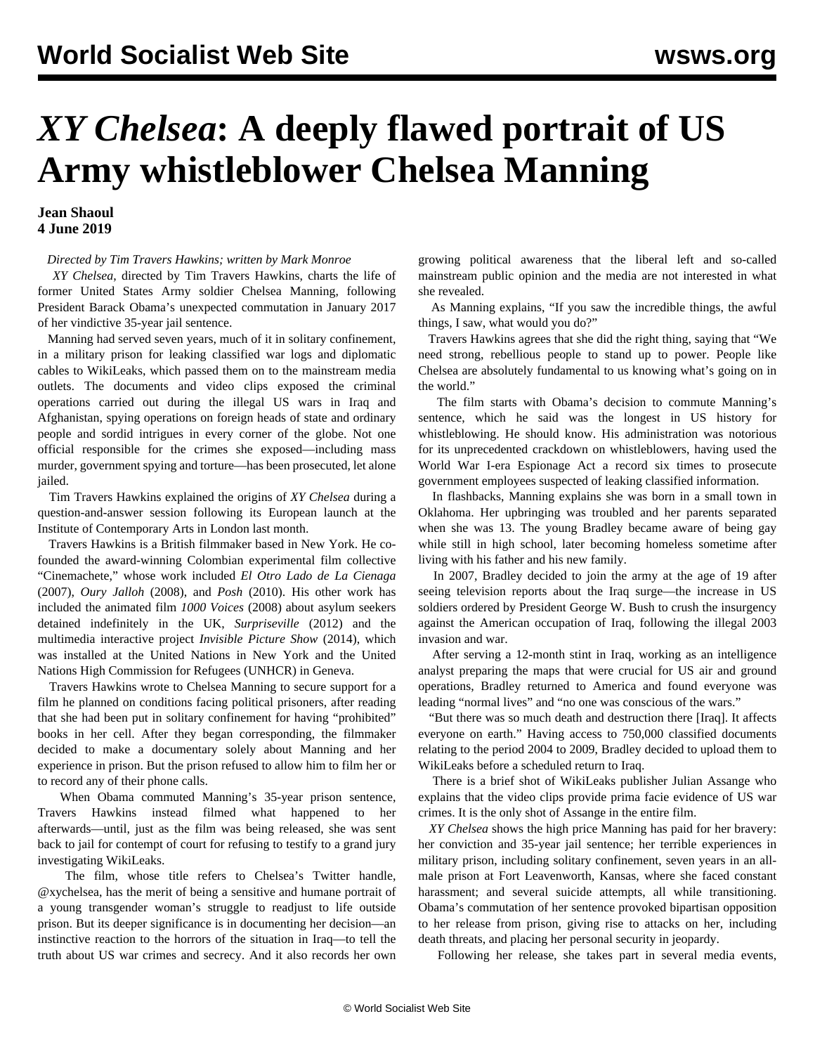# *XY Chelsea*: A deeply flawed portrait of US Army whistleblower Chelsea Manning

**Jean Shaoul**
**4 June 2019**

*Directed by Tim Travers Hawkins; written by Mark Monroe*

*XY Chelsea*, directed by Tim Travers Hawkins, charts the life of former United States Army soldier Chelsea Manning, following President Barack Obama's unexpected commutation in January 2017 of her vindictive 35-year jail sentence.

Manning had served seven years, much of it in solitary confinement, in a military prison for leaking classified war logs and diplomatic cables to WikiLeaks, which passed them on to the mainstream media outlets. The documents and video clips exposed the criminal operations carried out during the illegal US wars in Iraq and Afghanistan, spying operations on foreign heads of state and ordinary people and sordid intrigues in every corner of the globe. Not one official responsible for the crimes she exposed—including mass murder, government spying and torture—has been prosecuted, let alone jailed.

Tim Travers Hawkins explained the origins of *XY Chelsea* during a question-and-answer session following its European launch at the Institute of Contemporary Arts in London last month.

Travers Hawkins is a British filmmaker based in New York. He co-founded the award-winning Colombian experimental film collective "Cinemachete," whose work included *El Otro Lado de La Cienaga* (2007), *Oury Jalloh* (2008), and *Posh* (2010). His other work has included the animated film *1000 Voices* (2008) about asylum seekers detained indefinitely in the UK, *Surpriseville* (2012) and the multimedia interactive project *Invisible Picture Show* (2014), which was installed at the United Nations in New York and the United Nations High Commission for Refugees (UNHCR) in Geneva.

Travers Hawkins wrote to Chelsea Manning to secure support for a film he planned on conditions facing political prisoners, after reading that she had been put in solitary confinement for having "prohibited" books in her cell. After they began corresponding, the filmmaker decided to make a documentary solely about Manning and her experience in prison. But the prison refused to allow him to film her or to record any of their phone calls.

When Obama commuted Manning's 35-year prison sentence, Travers Hawkins instead filmed what happened to her afterwards—until, just as the film was being released, she was sent back to jail for contempt of court for refusing to testify to a grand jury investigating WikiLeaks.

The film, whose title refers to Chelsea's Twitter handle, @xychelsea, has the merit of being a sensitive and humane portrait of a young transgender woman's struggle to readjust to life outside prison. But its deeper significance is in documenting her decision—an instinctive reaction to the horrors of the situation in Iraq—to tell the truth about US war crimes and secrecy. And it also records her own growing political awareness that the liberal left and so-called mainstream public opinion and the media are not interested in what she revealed.

As Manning explains, "If you saw the incredible things, the awful things, I saw, what would you do?"

Travers Hawkins agrees that she did the right thing, saying that "We need strong, rebellious people to stand up to power. People like Chelsea are absolutely fundamental to us knowing what's going on in the world."

The film starts with Obama's decision to commute Manning's sentence, which he said was the longest in US history for whistleblowing. He should know. His administration was notorious for its unprecedented crackdown on whistleblowers, having used the World War I-era Espionage Act a record six times to prosecute government employees suspected of leaking classified information.

In flashbacks, Manning explains she was born in a small town in Oklahoma. Her upbringing was troubled and her parents separated when she was 13. The young Bradley became aware of being gay while still in high school, later becoming homeless sometime after living with his father and his new family.

In 2007, Bradley decided to join the army at the age of 19 after seeing television reports about the Iraq surge—the increase in US soldiers ordered by President George W. Bush to crush the insurgency against the American occupation of Iraq, following the illegal 2003 invasion and war.

After serving a 12-month stint in Iraq, working as an intelligence analyst preparing the maps that were crucial for US air and ground operations, Bradley returned to America and found everyone was leading "normal lives" and "no one was conscious of the wars."

"But there was so much death and destruction there [Iraq]. It affects everyone on earth." Having access to 750,000 classified documents relating to the period 2004 to 2009, Bradley decided to upload them to WikiLeaks before a scheduled return to Iraq.

There is a brief shot of WikiLeaks publisher Julian Assange who explains that the video clips provide prima facie evidence of US war crimes. It is the only shot of Assange in the entire film.

*XY Chelsea* shows the high price Manning has paid for her bravery: her conviction and 35-year jail sentence; her terrible experiences in military prison, including solitary confinement, seven years in an all-male prison at Fort Leavenworth, Kansas, where she faced constant harassment; and several suicide attempts, all while transitioning. Obama's commutation of her sentence provoked bipartisan opposition to her release from prison, giving rise to attacks on her, including death threats, and placing her personal security in jeopardy.

Following her release, she takes part in several media events,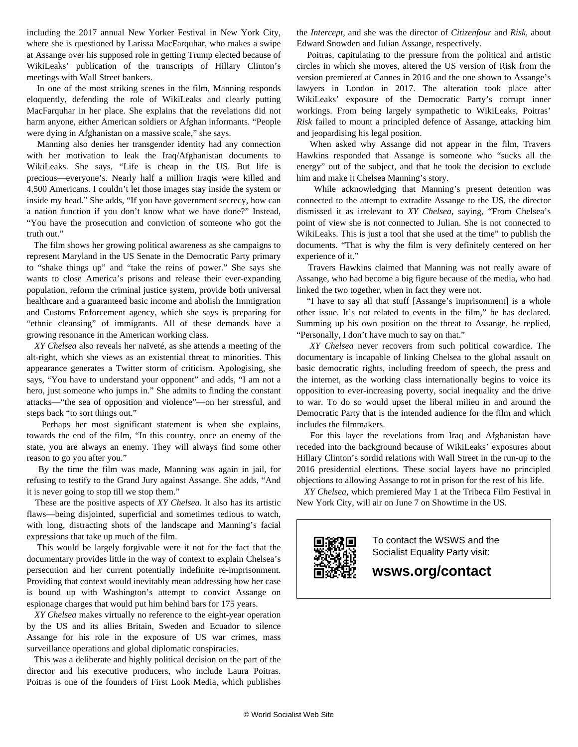including the 2017 annual New Yorker Festival in New York City, where she is questioned by Larissa MacFarquhar, who makes a swipe at Assange over his supposed role in getting Trump elected because of WikiLeaks' publication of the transcripts of Hillary Clinton's meetings with Wall Street bankers.

In one of the most striking scenes in the film, Manning responds eloquently, defending the role of WikiLeaks and clearly putting MacFarquhar in her place. She explains that the revelations did not harm anyone, either American soldiers or Afghan informants. "People were dying in Afghanistan on a massive scale," she says.

Manning also denies her transgender identity had any connection with her motivation to leak the Iraq/Afghanistan documents to WikiLeaks. She says, "Life is cheap in the US. But life is precious—everyone's. Nearly half a million Iraqis were killed and 4,500 Americans. I couldn't let those images stay inside the system or inside my head." She adds, "If you have government secrecy, how can a nation function if you don't know what we have done?" Instead, "You have the prosecution and conviction of someone who got the truth out."

The film shows her growing political awareness as she campaigns to represent Maryland in the US Senate in the Democratic Party primary to "shake things up" and "take the reins of power." She says she wants to close America's prisons and release their ever-expanding population, reform the criminal justice system, provide both universal healthcare and a guaranteed basic income and abolish the Immigration and Customs Enforcement agency, which she says is preparing for "ethnic cleansing" of immigrants. All of these demands have a growing resonance in the American working class.

*XY Chelsea* also reveals her naïveté, as she attends a meeting of the alt-right, which she views as an existential threat to minorities. This appearance generates a Twitter storm of criticism. Apologising, she says, "You have to understand your opponent" and adds, "I am not a hero, just someone who jumps in." She admits to finding the constant attacks—"the sea of opposition and violence"—on her stressful, and steps back "to sort things out."

Perhaps her most significant statement is when she explains, towards the end of the film, "In this country, once an enemy of the state, you are always an enemy. They will always find some other reason to go you after you."

By the time the film was made, Manning was again in jail, for refusing to testify to the Grand Jury against Assange. She adds, "And it is never going to stop till we stop them."

These are the positive aspects of *XY Chelsea.* It also has its artistic flaws—being disjointed, superficial and sometimes tedious to watch, with long, distracting shots of the landscape and Manning's facial expressions that take up much of the film.

This would be largely forgivable were it not for the fact that the documentary provides little in the way of context to explain Chelsea's persecution and her current potentially indefinite re-imprisonment. Providing that context would inevitably mean addressing how her case is bound up with Washington's attempt to convict Assange on espionage charges that would put him behind bars for 175 years.

*XY Chelsea* makes virtually no reference to the eight-year operation by the US and its allies Britain, Sweden and Ecuador to silence Assange for his role in the exposure of US war crimes, mass surveillance operations and global diplomatic conspiracies.

This was a deliberate and highly political decision on the part of the director and his executive producers, who include Laura Poitras. Poitras is one of the founders of First Look Media, which publishes the *Intercept,* and she was the director of *Citizenfour* and *Risk,* about Edward Snowden and Julian Assange, respectively.

Poitras, capitulating to the pressure from the political and artistic circles in which she moves, altered the US version of Risk from the version premiered at Cannes in 2016 and the one shown to Assange's lawyers in London in 2017. The alteration took place after WikiLeaks' exposure of the Democratic Party's corrupt inner workings. From being largely sympathetic to WikiLeaks, Poitras' *Risk* failed to mount a principled defence of Assange, attacking him and jeopardising his legal position.

When asked why Assange did not appear in the film, Travers Hawkins responded that Assange is someone who "sucks all the energy" out of the subject, and that he took the decision to exclude him and make it Chelsea Manning's story.

While acknowledging that Manning's present detention was connected to the attempt to extradite Assange to the US, the director dismissed it as irrelevant to *XY Chelsea*, saying, "From Chelsea's point of view she is not connected to Julian. She is not connected to WikiLeaks. This is just a tool that she used at the time" to publish the documents. "That is why the film is very definitely centered on her experience of it."

Travers Hawkins claimed that Manning was not really aware of Assange, who had become a big figure because of the media, who had linked the two together, when in fact they were not.

"I have to say all that stuff [Assange's imprisonment] is a whole other issue. It's not related to events in the film," he has declared. Summing up his own position on the threat to Assange, he replied, "Personally, I don't have much to say on that."

*XY Chelsea* never recovers from such political cowardice. The documentary is incapable of linking Chelsea to the global assault on basic democratic rights, including freedom of speech, the press and the internet, as the working class internationally begins to voice its opposition to ever-increasing poverty, social inequality and the drive to war. To do so would upset the liberal milieu in and around the Democratic Party that is the intended audience for the film and which includes the filmmakers.

For this layer the revelations from Iraq and Afghanistan have receded into the background because of WikiLeaks' exposures about Hillary Clinton's sordid relations with Wall Street in the run-up to the 2016 presidential elections. These social layers have no principled objections to allowing Assange to rot in prison for the rest of his life.

*XY Chelsea*, which premiered May 1 at the Tribeca Film Festival in New York City, will air on June 7 on Showtime in the US.

To contact the WSWS and the Socialist Equality Party visit:

**wsws.org/contact**